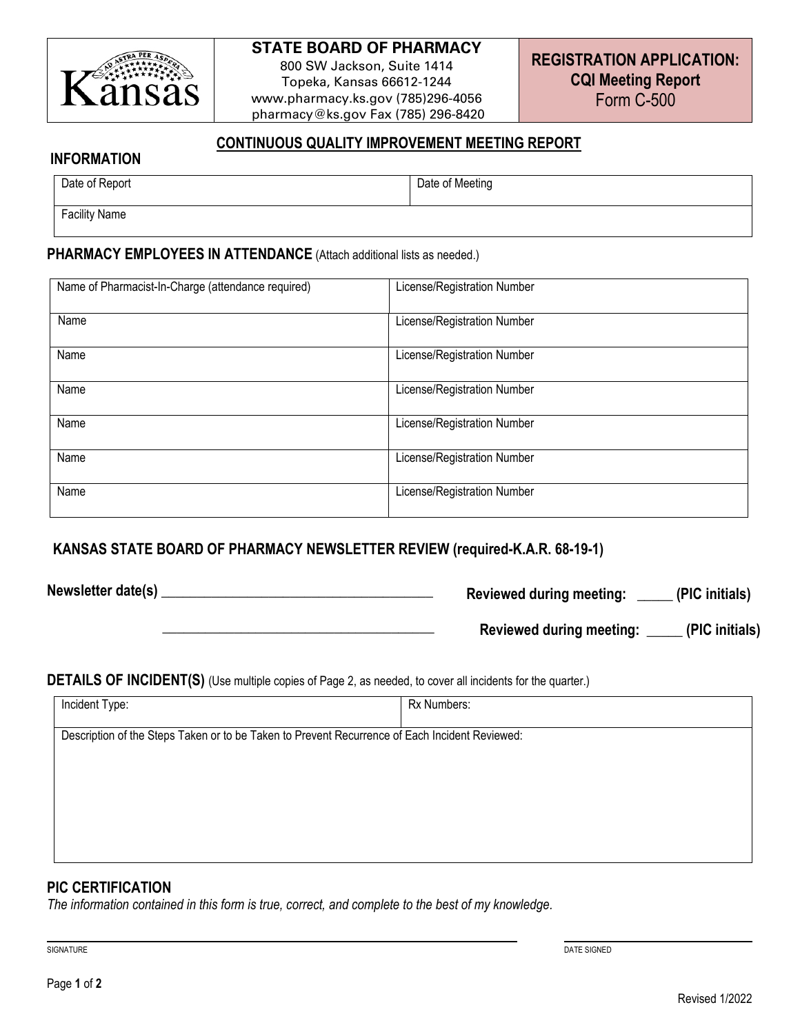**STATE BOARD OF PHARMACY**
800 SW Jackson, Suite 1414
Topeka, Kansas 66612-1244
www.pharmacy.ks.gov (785)296-4056
pharmacy@ks.gov Fax (785) 296-8420

**REGISTRATION APPLICATION: CQI Meeting Report**
Form C-500

## CONTINUOUS QUALITY IMPROVEMENT MEETING REPORT

### INFORMATION

| Date of Report | Date of Meeting |
|---|---|
| Facility Name | |

### PHARMACY EMPLOYEES IN ATTENDANCE (Attach additional lists as needed.)

| Name of Pharmacist-In-Charge (attendance required) | License/Registration Number |
|---|---|
| Name | License/Registration Number |
| Name | License/Registration Number |
| Name | License/Registration Number |
| Name | License/Registration Number |
| Name | License/Registration Number |
| Name | License/Registration Number |

### KANSAS STATE BOARD OF PHARMACY NEWSLETTER REVIEW (required-K.A.R. 68-19-1)

**Newsletter date(s)** ________________________________________ **Reviewed during meeting:** _____ **(PIC initials)**

________________________________________ **Reviewed during meeting:** _____ **(PIC initials)**

### DETAILS OF INCIDENT(S) (Use multiple copies of Page 2, as needed, to cover all incidents for the quarter.)

| Incident Type: | Rx Numbers: |
|---|---|
| Description of the Steps Taken or to be Taken to Prevent Recurrence of Each Incident Reviewed: | |

### PIC CERTIFICATION

*The information contained in this form is true, correct, and complete to the best of my knowledge.*

SIGNATURE ________________________________________ DATE SIGNED ____________________

Revised 1/2022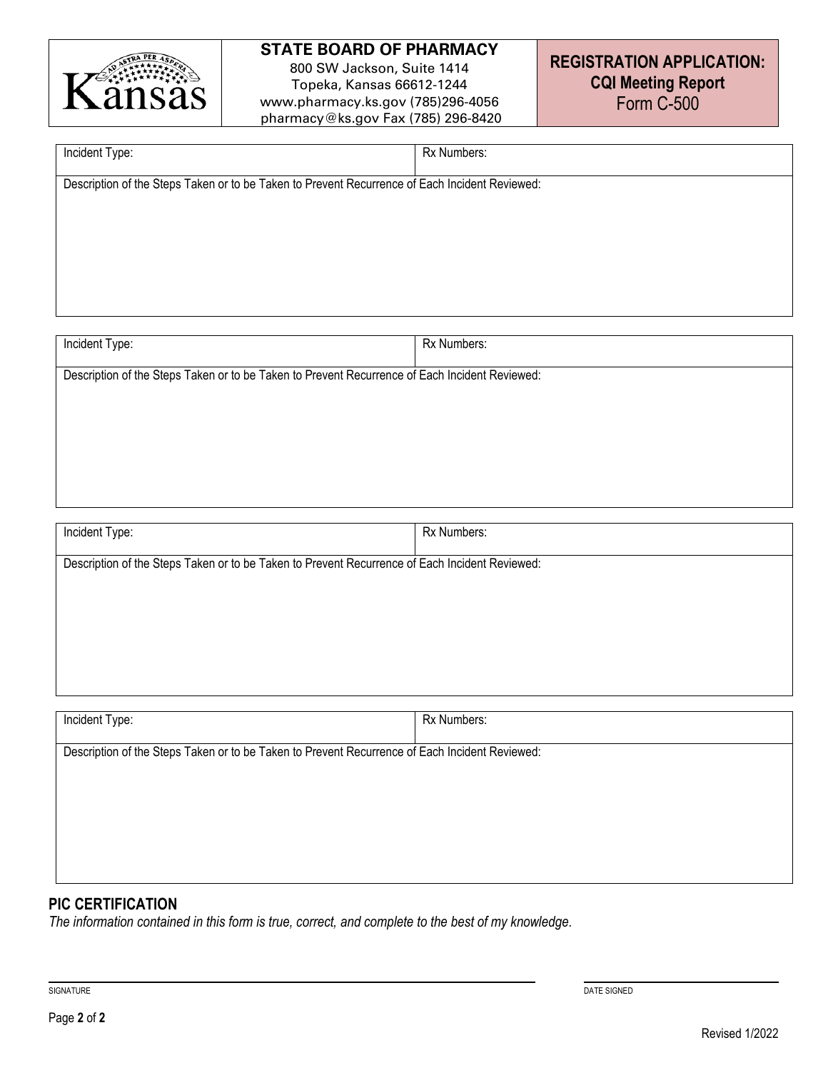**STATE BOARD OF PHARMACY**
800 SW Jackson, Suite 1414
Topeka, Kansas 66612-1244
www.pharmacy.ks.gov (785)296-4056
pharmacy@ks.gov Fax (785) 296-8420

**REGISTRATION APPLICATION:**
**CQI Meeting Report**
Form C-500

| Incident Type: | Rx Numbers: |
|---|---|
| Description of the Steps Taken or to be Taken to Prevent Recurrence of Each Incident Reviewed: | |

| Incident Type: | Rx Numbers: |
|---|---|
| Description of the Steps Taken or to be Taken to Prevent Recurrence of Each Incident Reviewed: | |

| Incident Type: | Rx Numbers: |
|---|---|
| Description of the Steps Taken or to be Taken to Prevent Recurrence of Each Incident Reviewed: | |

| Incident Type: | Rx Numbers: |
|---|---|
| Description of the Steps Taken or to be Taken to Prevent Recurrence of Each Incident Reviewed: | |

## PIC CERTIFICATION

*The information contained in this form is true, correct, and complete to the best of my knowledge.*

SIGNATURE

DATE SIGNED

Revised 1/2022